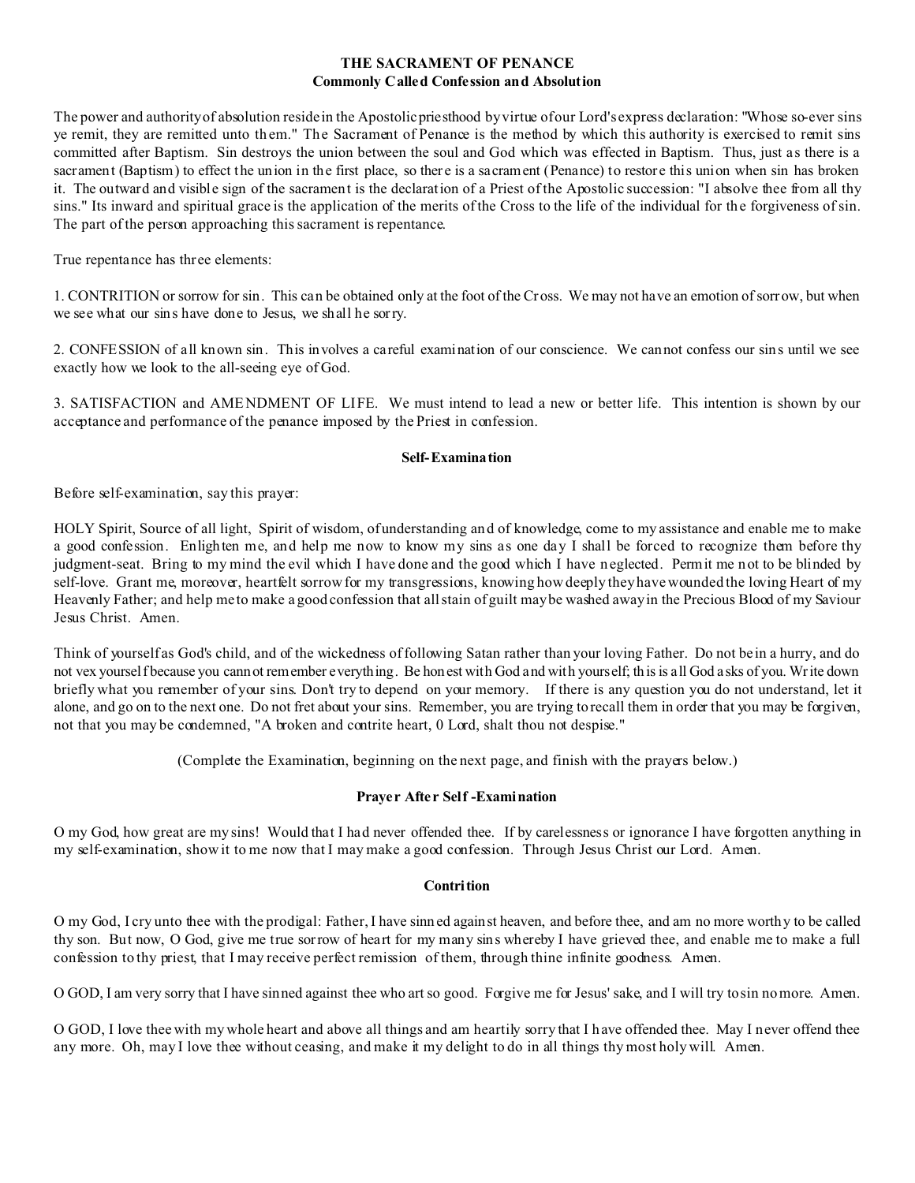# THE SACRAMENT OF PENANCE
## Commonly Called Confession and Absolution

The power and authority of absolution reside in the Apostolic priesthood by virtue of our Lord's express declaration: "Whose so-ever sins ye remit, they are remitted unto them." The Sacrament of Penance is the method by which this authority is exercised to remit sins committed after Baptism. Sin destroys the union between the soul and God which was effected in Baptism. Thus, just as there is a sacrament (Baptism) to effect the union in the first place, so there is a sacrament (Penance) to restore this union when sin has broken it. The outward and visible sign of the sacrament is the declaration of a Priest of the Apostolic succession: "I absolve thee from all thy sins." Its inward and spiritual grace is the application of the merits of the Cross to the life of the individual for the forgiveness of sin. The part of the person approaching this sacrament is repentance.

True repentance has three elements:

1. CONTRITION or sorrow for sin. This can be obtained only at the foot of the Cross. We may not have an emotion of sorrow, but when we see what our sins have done to Jesus, we shall he sorry.

2. CONFESSION of all known sin. This involves a careful examination of our conscience. We cannot confess our sins until we see exactly how we look to the all-seeing eye of God.

3. SATISFACTION and AMENDMENT OF LIFE. We must intend to lead a new or better life. This intention is shown by our acceptance and performance of the penance imposed by the Priest in confession.

### Self-Examination

Before self-examination, say this prayer:

HOLY Spirit, Source of all light, Spirit of wisdom, of understanding and of knowledge, come to my assistance and enable me to make a good confession. Enlighten me, and help me now to know my sins as one day I shall be forced to recognize them before thy judgment-seat. Bring to my mind the evil which I have done and the good which I have neglected. Permit me not to be blinded by self-love. Grant me, moreover, heartfelt sorrow for my transgressions, knowing how deeply they have wounded the loving Heart of my Heavenly Father; and help me to make a good confession that all stain of guilt may be washed away in the Precious Blood of my Saviour Jesus Christ. Amen.

Think of yourself as God's child, and of the wickedness of following Satan rather than your loving Father. Do not be in a hurry, and do not vex yourself because you cannot remember everything. Be honest with God and with yourself; this is all God asks of you. Write down briefly what you remember of your sins. Don't try to depend on your memory. If there is any question you do not understand, let it alone, and go on to the next one. Do not fret about your sins. Remember, you are trying to recall them in order that you may be forgiven, not that you may be condemned, "A broken and contrite heart, 0 Lord, shalt thou not despise."

(Complete the Examination, beginning on the next page, and finish with the prayers below.)

### Prayer After Self -Examination

O my God, how great are my sins! Would that I had never offended thee. If by carelessness or ignorance I have forgotten anything in my self-examination, show it to me now that I may make a good confession. Through Jesus Christ our Lord. Amen.

### Contrition

O my God, I cry unto thee with the prodigal: Father, I have sinned against heaven, and before thee, and am no more worthy to be called thy son. But now, O God, give me true sorrow of heart for my many sins whereby I have grieved thee, and enable me to make a full confession to thy priest, that I may receive perfect remission of them, through thine infinite goodness. Amen.

O GOD, I am very sorry that I have sinned against thee who art so good. Forgive me for Jesus' sake, and I will try to sin no more. Amen.

O GOD, I love thee with my whole heart and above all things and am heartily sorry that I have offended thee. May I never offend thee any more. Oh, may I love thee without ceasing, and make it my delight to do in all things thy most holy will. Amen.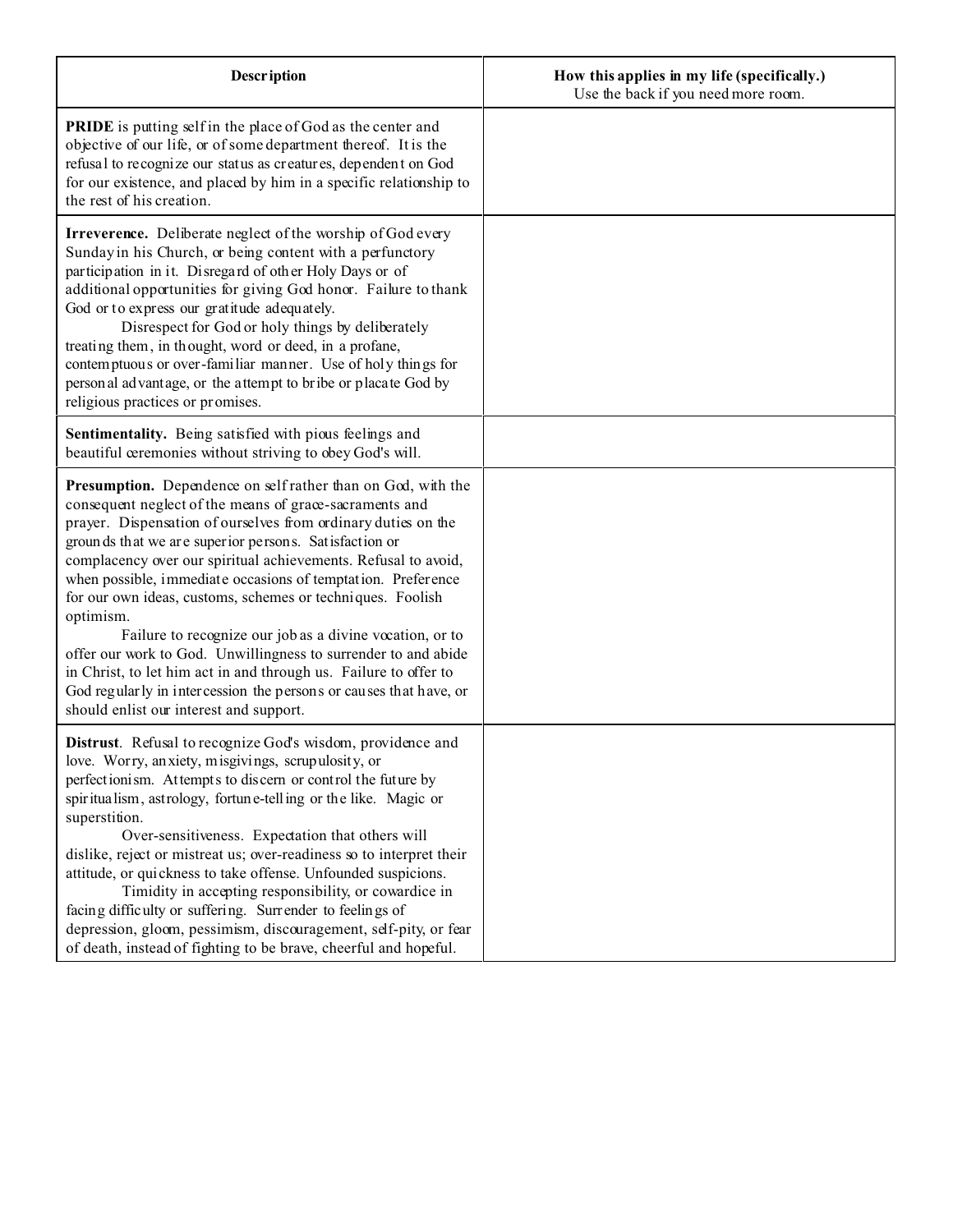| **Description** | **How this applies in my life (specifically.)** Use the back if you need more room. |
|---|---|
| **PRIDE** is putting self in the place of God as the center and objective of our life, or of some department thereof. It is the refusal to recognize our status as creatures, dependent on God for our existence, and placed by him in a specific relationship to the rest of his creation. | |
| **Irreverence.** Deliberate neglect of the worship of God every Sunday in his Church, or being content with a perfunctory participation in it. Disregard of other Holy Days or of additional opportunities for giving God honor. Failure to thank God or to express our gratitude adequately. <br> Disrespect for God or holy things by deliberately treating them, in thought, word or deed, in a profane, contemptuous or over-familiar manner. Use of holy things for personal advantage, or the attempt to bribe or placate God by religious practices or promises. | |
| **Sentimentality.** Being satisfied with pious feelings and beautiful ceremonies without striving to obey God's will. | |
| **Presumption.** Dependence on self rather than on God, with the consequent neglect of the means of grace-sacraments and prayer. Dispensation of ourselves from ordinary duties on the grounds that we are superior persons. Satisfaction or complacency over our spiritual achievements. Refusal to avoid, when possible, immediate occasions of temptation. Preference for our own ideas, customs, schemes or techniques. Foolish optimism. <br> Failure to recognize our job as a divine vocation, or to offer our work to God. Unwillingness to surrender to and abide in Christ, to let him act in and through us. Failure to offer to God regularly in intercession the persons or causes that have, or should enlist our interest and support. | |
| **Distrust**. Refusal to recognize God's wisdom, providence and love. Worry, anxiety, misgivings, scrupulosity, or perfectionism. Attempts to discern or control the future by spiritualism, astrology, fortune-telling or the like. Magic or superstition. <br> Over-sensitiveness. Expectation that others will dislike, reject or mistreat us; over-readiness so to interpret their attitude, or quickness to take offense. Unfounded suspicions. <br> Timidity in accepting responsibility, or cowardice in facing difficulty or suffering. Surrender to feelings of depression, gloom, pessimism, discouragement, self-pity, or fear of death, instead of fighting to be brave, cheerful and hopeful. | |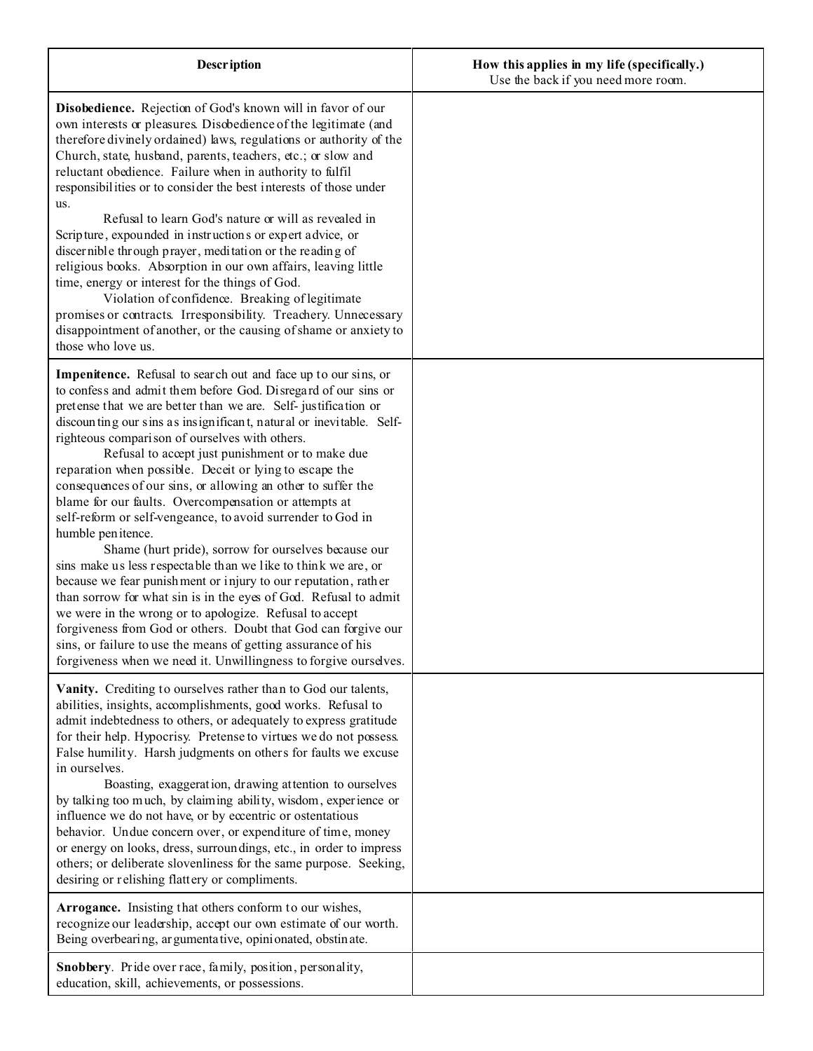| **Description** | **How this applies in my life (specifically.)** Use the back if you need more room. |
|---|---|
| **Disobedience.** Rejection of God's known will in favor of our own interests or pleasures. Disobedience of the legitimate (and therefore divinely ordained) laws, regulations or authority of the Church, state, husband, parents, teachers, etc.; or slow and reluctant obedience. Failure when in authority to fulfil responsibilities or to consider the best interests of those under us. <br> Refusal to learn God's nature or will as revealed in Scripture, expounded in instructions or expert advice, or discernible through prayer, meditation or the reading of religious books. Absorption in our own affairs, leaving little time, energy or interest for the things of God. <br> Violation of confidence. Breaking of legitimate promises or contracts. Irresponsibility. Treachery. Unnecessary disappointment of another, or the causing of shame or anxiety to those who love us. | |
| **Impenitence.** Refusal to search out and face up to our sins, or to confess and admit them before God. Disregard of our sins or pretense that we are better than we are. Self-justification or discounting our sins as insignificant, natural or inevitable. Self-righteous comparison of ourselves with others. <br> Refusal to accept just punishment or to make due reparation when possible. Deceit or lying to escape the consequences of our sins, or allowing another to suffer the blame for our faults. Overcompensation or attempts at self-reform or self-vengeance, to avoid surrender to God in humble penitence. <br> Shame (hurt pride), sorrow for ourselves because our sins make us less respectable than we like to think we are, or because we fear punishment or injury to our reputation, rather than sorrow for what sin is in the eyes of God. Refusal to admit we were in the wrong or to apologize. Refusal to accept forgiveness from God or others. Doubt that God can forgive our sins, or failure to use the means of getting assurance of his forgiveness when we need it. Unwillingness to forgive ourselves. | |
| **Vanity.** Crediting to ourselves rather than to God our talents, abilities, insights, accomplishments, good works. Refusal to admit indebtedness to others, or adequately to express gratitude for their help. Hypocrisy. Pretense to virtues we do not possess. False humility. Harsh judgments on others for faults we excuse in ourselves. <br> Boasting, exaggeration, drawing attention to ourselves by talking too much, by claiming ability, wisdom, experience or influence we do not have, or by eccentric or ostentatious behavior. Undue concern over, or expenditure of time, money or energy on looks, dress, surroundings, etc., in order to impress others; or deliberate slovenliness for the same purpose. Seeking, desiring or relishing flattery or compliments. | |
| **Arrogance.** Insisting that others conform to our wishes, recognize our leadership, accept our own estimate of our worth. Being overbearing, argumentative, opinionated, obstinate. | |
| **Snobbery**. Pride over race, family, position, personality, education, skill, achievements, or possessions. | |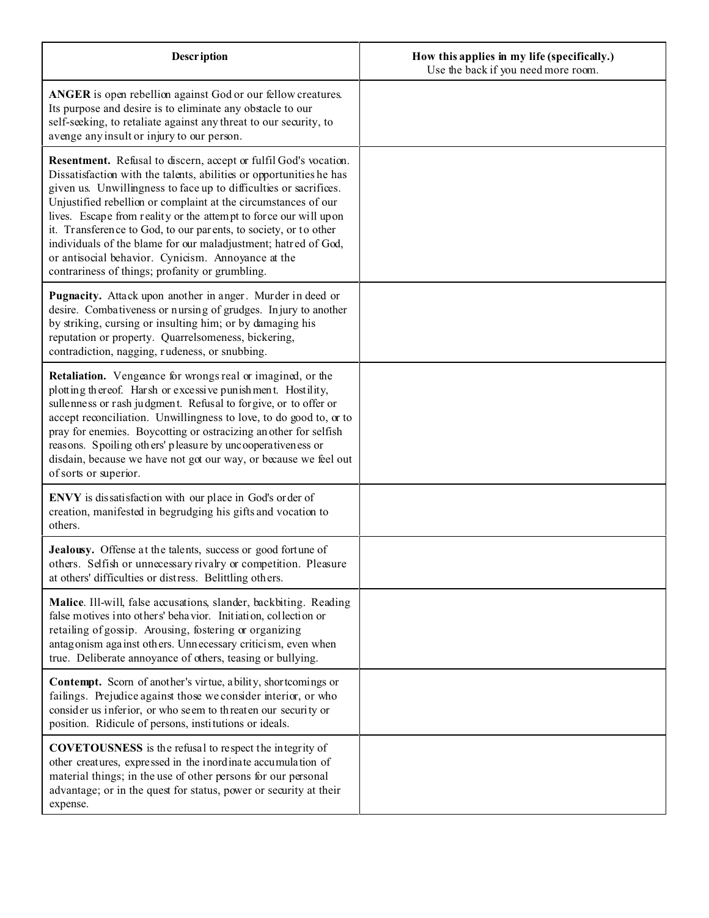| Description | How this applies in my life (specifically.)<br>Use the back if you need more room. |
| --- | --- |
| **ANGER** is open rebellion against God or our fellow creatures. Its purpose and desire is to eliminate any obstacle to our self-seeking, to retaliate against any threat to our security, to avenge any insult or injury to our person. | |
| **Resentment.** Refusal to discern, accept or fulfil God's vocation. Dissatisfaction with the talents, abilities or opportunities he has given us. Unwillingness to face up to difficulties or sacrifices. Unjustified rebellion or complaint at the circumstances of our lives. Escape from reality or the attempt to force our will upon it. Transference to God, to our parents, to society, or to other individuals of the blame for our maladjustment; hatred of God, or antisocial behavior. Cynicism. Annoyance at the contrariness of things; profanity or grumbling. | |
| **Pugnacity.** Attack upon another in anger. Murder in deed or desire. Combativeness or nursing of grudges. Injury to another by striking, cursing or insulting him; or by damaging his reputation or property. Quarrelsomeness, bickering, contradiction, nagging, rudeness, or snubbing. | |
| **Retaliation.** Vengeance for wrongs real or imagined, or the plotting thereof. Harsh or excessive punishment. Hostility, sullenness or rash judgment. Refusal to forgive, or to offer or accept reconciliation. Unwillingness to love, to do good to, or to pray for enemies. Boycotting or ostracizing another for selfish reasons. Spoiling others' pleasure by uncooperativeness or disdain, because we have not got our way, or because we feel out of sorts or superior. | |
| **ENVY** is dissatisfaction with our place in God's order of creation, manifested in begrudging his gifts and vocation to others. | |
| **Jealousy.** Offense at the talents, success or good fortune of others. Selfish or unnecessary rivalry or competition. Pleasure at others' difficulties or distress. Belittling others. | |
| **Malice**. Ill-will, false accusations, slander, backbiting. Reading false motives into others' behavior. Initiation, collection or retailing of gossip. Arousing, fostering or organizing antagonism against others. Unnecessary criticism, even when true. Deliberate annoyance of others, teasing or bullying. | |
| **Contempt.** Scorn of another's virtue, ability, shortcomings or failings. Prejudice against those we consider interior, or who consider us inferior, or who seem to threaten our security or position. Ridicule of persons, institutions or ideals. | |
| **COVETOUSNESS** is the refusal to respect the integrity of other creatures, expressed in the inordinate accumulation of material things; in the use of other persons for our personal advantage; or in the quest for status, power or security at their expense. | |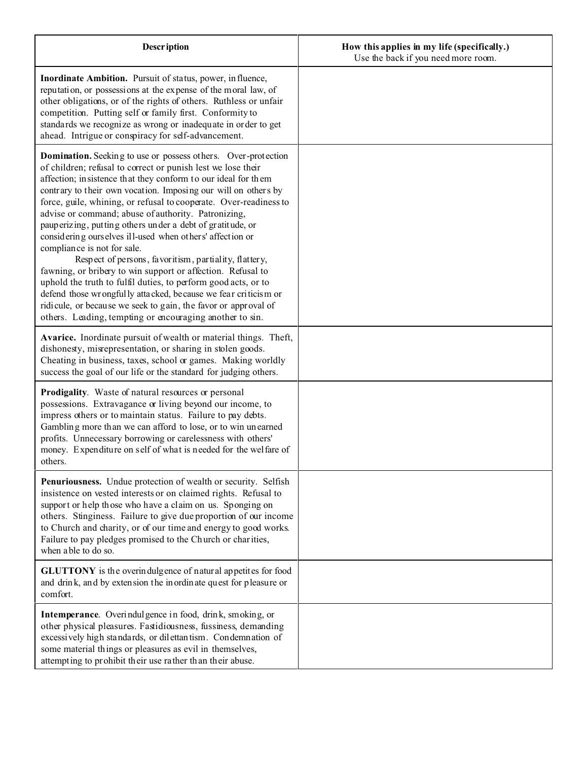| Description | How this applies in my life (specifically.) Use the back if you need more room. |
|---|---|
| **Inordinate Ambition.** Pursuit of status, power, influence, reputation, or possessions at the expense of the moral law, of other obligations, or of the rights of others. Ruthless or unfair competition. Putting self or family first. Conformity to standards we recognize as wrong or inadequate in order to get ahead. Intrigue or conspiracy for self-advancement. | |
| **Domination.** Seeking to use or possess others. Over-protection of children; refusal to correct or punish lest we lose their affection; insistence that they conform to our ideal for them contrary to their own vocation. Imposing our will on others by force, guile, whining, or refusal to cooperate. Over-readiness to advise or command; abuse of authority. Patronizing, pauperizing, putting others under a debt of gratitude, or considering ourselves ill-used when others' affection or compliance is not for sale. Respect of persons, favoritism, partiality, flattery, fawning, or bribery to win support or affection. Refusal to uphold the truth to fulfil duties, to perform good acts, or to defend those wrongfully attacked, because we fear criticism or ridicule, or because we seek to gain, the favor or approval of others. Leading, tempting or encouraging another to sin. | |
| **Avarice.** Inordinate pursuit of wealth or material things. Theft, dishonesty, misrepresentation, or sharing in stolen goods. Cheating in business, taxes, school or games. Making worldly success the goal of our life or the standard for judging others. | |
| **Prodigality**. Waste of natural resources or personal possessions. Extravagance or living beyond our income, to impress others or to maintain status. Failure to pay debts. Gambling more than we can afford to lose, or to win unearned profits. Unnecessary borrowing or carelessness with others' money. Expenditure on self of what is needed for the welfare of others. | |
| **Penuriousness.** Undue protection of wealth or security. Selfish insistence on vested interests or on claimed rights. Refusal to support or help those who have a claim on us. Sponging on others. Stinginess. Failure to give due proportion of our income to Church and charity, or of our time and energy to good works. Failure to pay pledges promised to the Church or charities, when able to do so. | |
| **GLUTTONY** is the overindulgence of natural appetites for food and drink, and by extension the inordinate quest for pleasure or comfort. | |
| **Intemperance**. Overindulgence in food, drink, smoking, or other physical pleasures. Fastidiousness, fussiness, demanding excessively high standards, or dilettantism. Condemnation of some material things or pleasures as evil in themselves, attempting to prohibit their use rather than their abuse. | |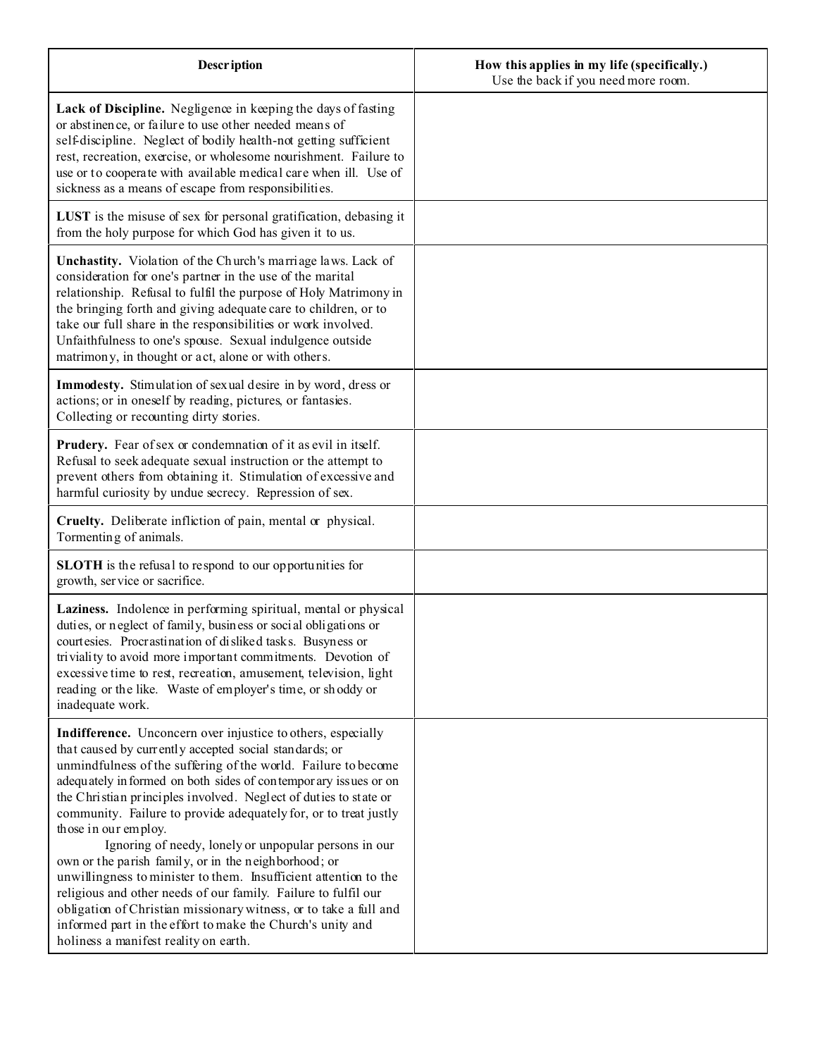| **Description** | **How this applies in my life (specifically.)** Use the back if you need more room. |
|---|---|
| **Lack of Discipline.** Negligence in keeping the days of fasting or abstinence, or failure to use other needed means of self-discipline. Neglect of bodily health-not getting sufficient rest, recreation, exercise, or wholesome nourishment. Failure to use or to cooperate with available medical care when ill. Use of sickness as a means of escape from responsibilities. | |
| **LUST** is the misuse of sex for personal gratification, debasing it from the holy purpose for which God has given it to us. | |
| **Unchastity.** Violation of the Church's marriage laws. Lack of consideration for one's partner in the use of the marital relationship. Refusal to fulfil the purpose of Holy Matrimony in the bringing forth and giving adequate care to children, or to take our full share in the responsibilities or work involved. Unfaithfulness to one's spouse. Sexual indulgence outside matrimony, in thought or act, alone or with others. | |
| **Immodesty.** Stimulation of sexual desire in by word, dress or actions; or in oneself by reading, pictures, or fantasies. Collecting or recounting dirty stories. | |
| **Prudery.** Fear of sex or condemnation of it as evil in itself. Refusal to seek adequate sexual instruction or the attempt to prevent others from obtaining it. Stimulation of excessive and harmful curiosity by undue secrecy. Repression of sex. | |
| **Cruelty.** Deliberate infliction of pain, mental or physical. Tormenting of animals. | |
| **SLOTH** is the refusal to respond to our opportunities for growth, service or sacrifice. | |
| **Laziness.** Indolence in performing spiritual, mental or physical duties, or neglect of family, business or social obligations or courtesies. Procrastination of disliked tasks. Busyness or triviality to avoid more important commitments. Devotion of excessive time to rest, recreation, amusement, television, light reading or the like. Waste of employer's time, or shoddy or inadequate work. | |
| **Indifference.** Unconcern over injustice to others, especially that caused by currently accepted social standards; or unmindfulness of the suffering of the world. Failure to become adequately informed on both sides of contemporary issues or on the Christian principles involved. Neglect of duties to state or community. Failure to provide adequately for, or to treat justly those in our employ. Ignoring of needy, lonely or unpopular persons in our own or the parish family, or in the neighborhood; or unwillingness to minister to them. Insufficient attention to the religious and other needs of our family. Failure to fulfil our obligation of Christian missionary witness, or to take a full and informed part in the effort to make the Church's unity and holiness a manifest reality on earth. | |